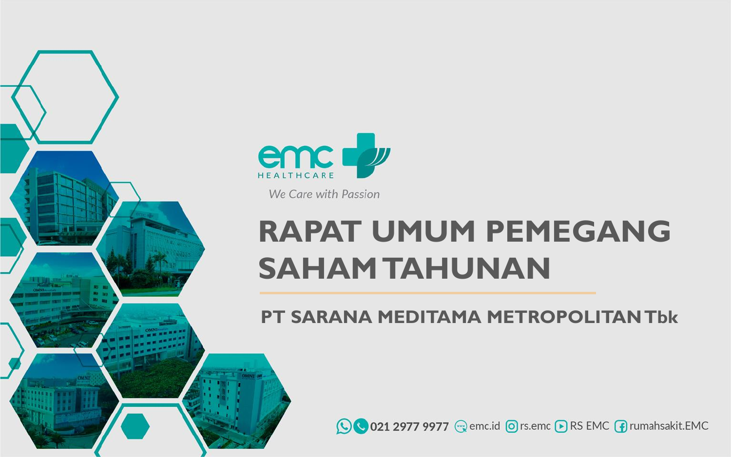emc HEALTHCARE

*We Care with Passion*

# RAPAT UMUM PEMEGANG SAHAM TAHUNAN

## PT SARANA MEDITAMA METROPOLITAN Tbk

021 2977 9977 emc.id rs.emc RS EMC rumahsakit.EMC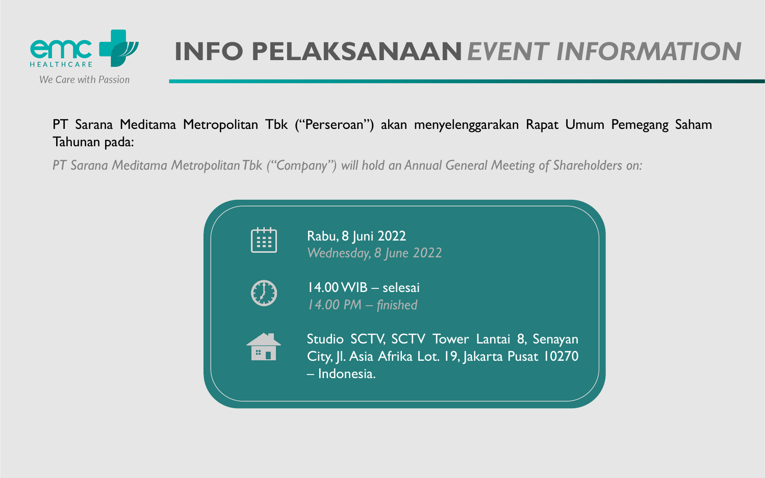emc HEALTHCARE

*We Care with Passion*

# INFO PELAKSANAAN *EVENT INFORMATION*

PT Sarana Meditama Metropolitan Tbk ("Perseroan") akan menyelenggarakan Rapat Umum Pemegang Saham Tahunan pada:

*PT Sarana Meditama Metropolitan Tbk ("Company") will hold an Annual General Meeting of Shareholders on:*

Rabu, 8 Juni 2022
*Wednesday, 8 June 2022*

14.00 WIB – selesai
*14.00 PM – finished*

Studio SCTV, SCTV Tower Lantai 8, Senayan City, Jl. Asia Afrika Lot. 19, Jakarta Pusat 10270 – Indonesia.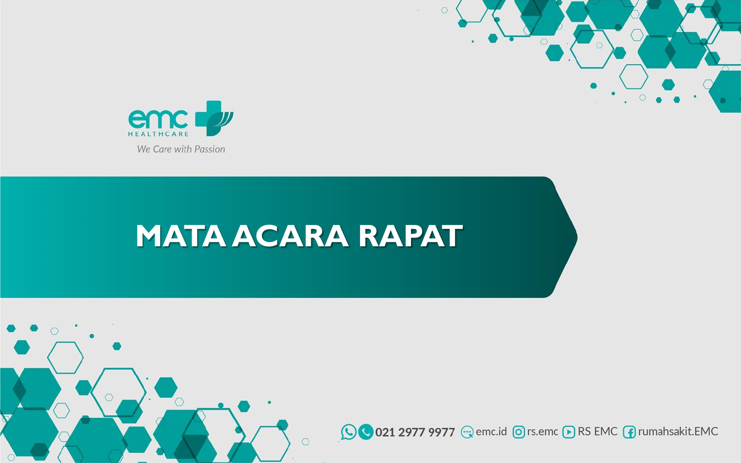emc HEALTHCARE

*We Care with Passion*

# MATA ACARA RAPAT

021 2977 9977 emc.id rs.emc RS EMC rumahsakit.EMC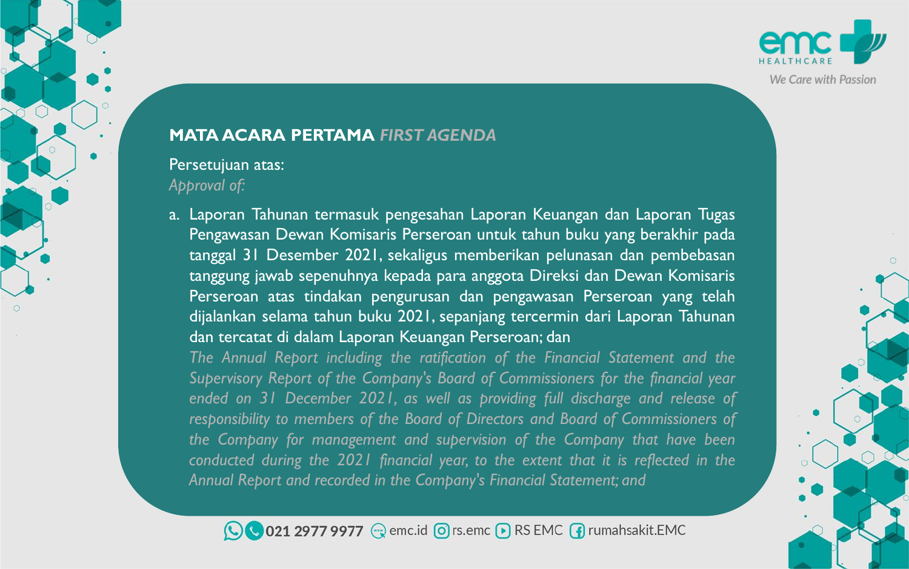## MATA ACARA PERTAMA *FIRST AGENDA*

Persetujuan atas:
*Approval of:*

a. Laporan Tahunan termasuk pengesahan Laporan Keuangan dan Laporan Tugas Pengawasan Dewan Komisaris Perseroan untuk tahun buku yang berakhir pada tanggal 31 Desember 2021, sekaligus memberikan pelunasan dan pembebasan tanggung jawab sepenuhnya kepada para anggota Direksi dan Dewan Komisaris Perseroan atas tindakan pengurusan dan pengawasan Perseroan yang telah dijalankan selama tahun buku 2021, sepanjang tercermin dari Laporan Tahunan dan tercatat di dalam Laporan Keuangan Perseroan; dan
*The Annual Report including the ratification of the Financial Statement and the Supervisory Report of the Company's Board of Commissioners for the financial year ended on 31 December 2021, as well as providing full discharge and release of responsibility to members of the Board of Directors and Board of Commissioners of the Company for management and supervision of the Company that have been conducted during the 2021 financial year, to the extent that it is reflected in the Annual Report and recorded in the Company's Financial Statement; and*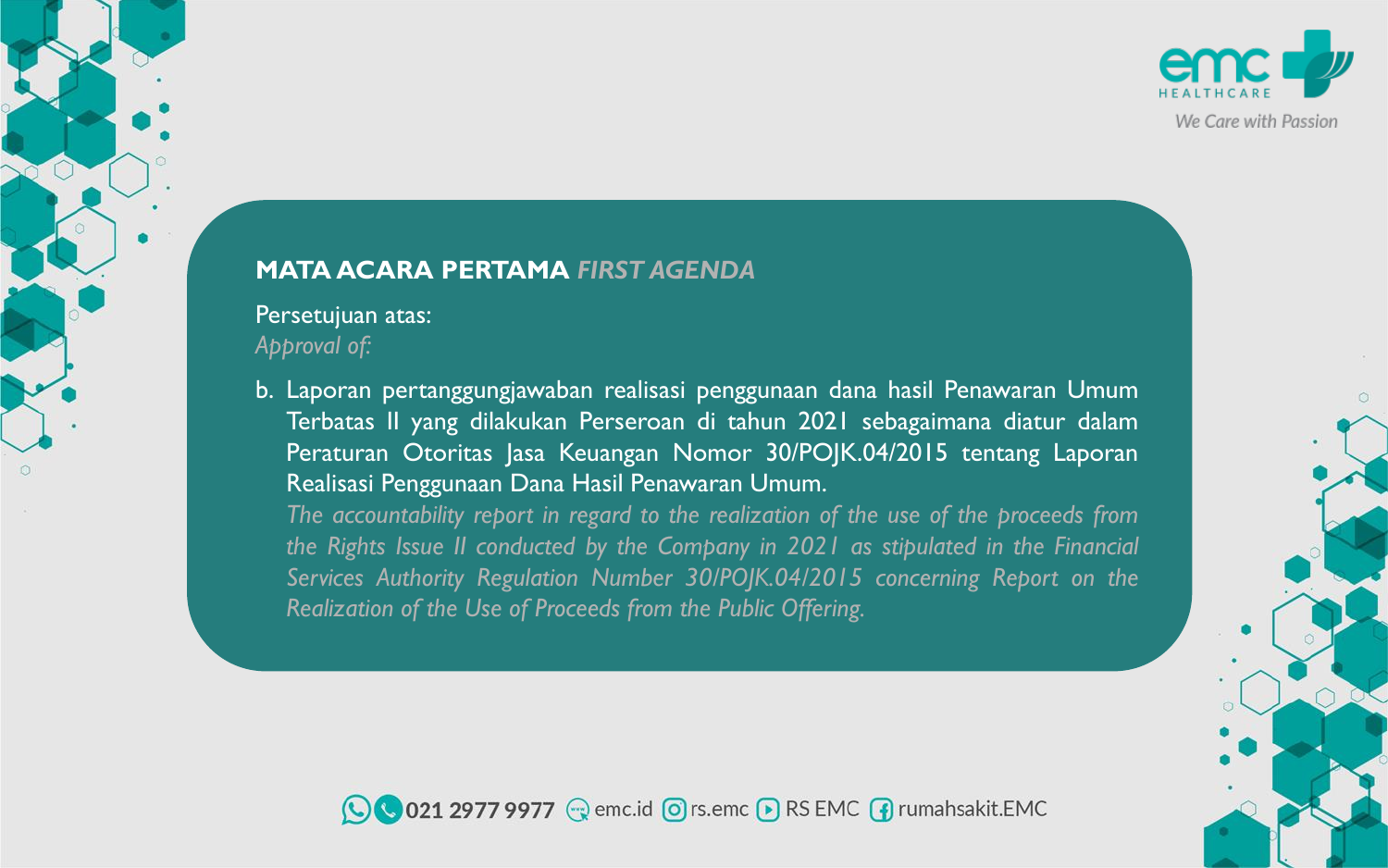**MATA ACARA PERTAMA** ***FIRST AGENDA***

Persetujuan atas:
*Approval of:*

b. Laporan pertanggungjawaban realisasi penggunaan dana hasil Penawaran Umum Terbatas II yang dilakukan Perseroan di tahun 2021 sebagaimana diatur dalam Peraturan Otoritas Jasa Keuangan Nomor 30/POJK.04/2015 tentang Laporan Realisasi Penggunaan Dana Hasil Penawaran Umum.
*The accountability report in regard to the realization of the use of the proceeds from the Rights Issue II conducted by the Company in 2021 as stipulated in the Financial Services Authority Regulation Number 30/POJK.04/2015 concerning Report on the Realization of the Use of Proceeds from the Public Offering.*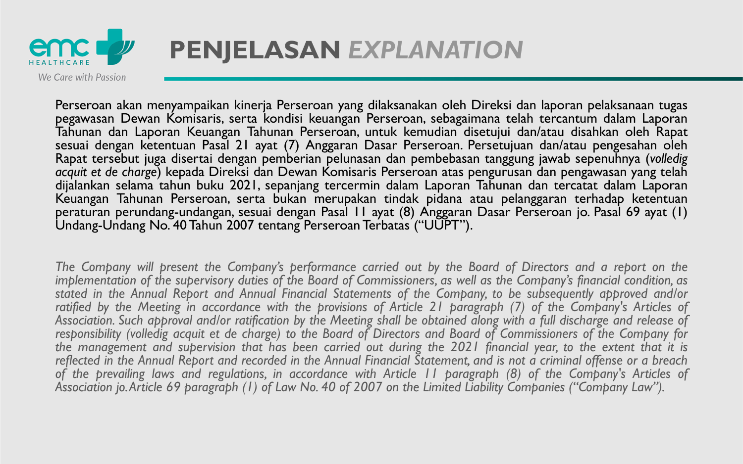# PENJELASAN *EXPLANATION*

Perseroan akan menyampaikan kinerja Perseroan yang dilaksanakan oleh Direksi dan laporan pelaksanaan tugas pegawasan Dewan Komisaris, serta kondisi keuangan Perseroan, sebagaimana telah tercantum dalam Laporan Tahunan dan Laporan Keuangan Tahunan Perseroan, untuk kemudian disetujui dan/atau disahkan oleh Rapat sesuai dengan ketentuan Pasal 21 ayat (7) Anggaran Dasar Perseroan. Persetujuan dan/atau pengesahan oleh Rapat tersebut juga disertai dengan pemberian pelunasan dan pembebasan tanggung jawab sepenuhnya (*volledig acquit et de charge*) kepada Direksi dan Dewan Komisaris Perseroan atas pengurusan dan pengawasan yang telah dijalankan selama tahun buku 2021, sepanjang tercermin dalam Laporan Tahunan dan tercatat dalam Laporan Keuangan Tahunan Perseroan, serta bukan merupakan tindak pidana atau pelanggaran terhadap ketentuan peraturan perundang-undangan, sesuai dengan Pasal 11 ayat (8) Anggaran Dasar Perseroan jo. Pasal 69 ayat (1) Undang-Undang No. 40 Tahun 2007 tentang Perseroan Terbatas ("UUPT").

*The Company will present the Company's performance carried out by the Board of Directors and a report on the implementation of the supervisory duties of the Board of Commissioners, as well as the Company's financial condition, as stated in the Annual Report and Annual Financial Statements of the Company, to be subsequently approved and/or ratified by the Meeting in accordance with the provisions of Article 21 paragraph (7) of the Company's Articles of Association. Such approval and/or ratification by the Meeting shall be obtained along with a full discharge and release of responsibility (volledig acquit et de charge) to the Board of Directors and Board of Commissioners of the Company for the management and supervision that has been carried out during the 2021 financial year, to the extent that it is reflected in the Annual Report and recorded in the Annual Financial Statement, and is not a criminal offense or a breach of the prevailing laws and regulations, in accordance with Article 11 paragraph (8) of the Company's Articles of Association jo. Article 69 paragraph (1) of Law No. 40 of 2007 on the Limited Liability Companies ("Company Law").*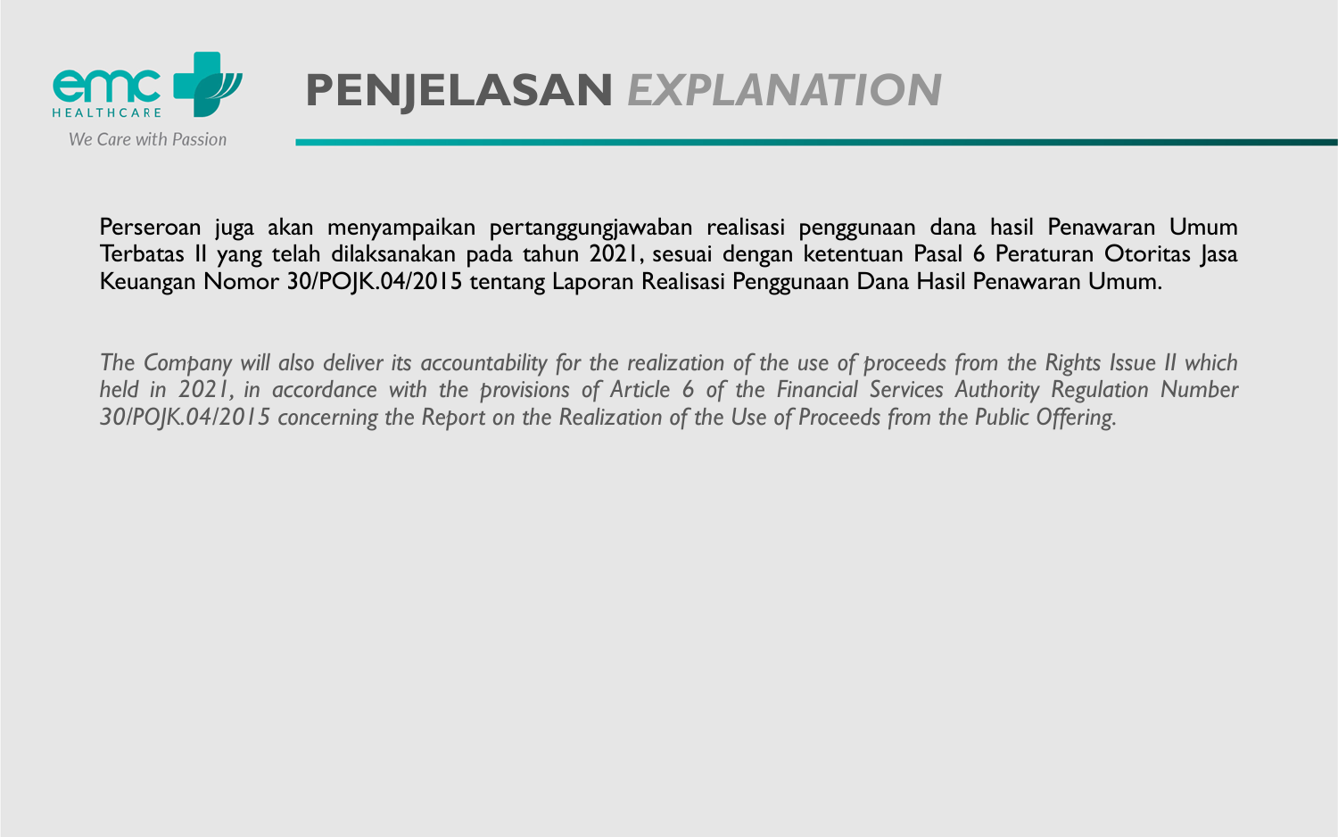# PENJELASAN *EXPLANATION*

Perseroan juga akan menyampaikan pertanggungjawaban realisasi penggunaan dana hasil Penawaran Umum Terbatas II yang telah dilaksanakan pada tahun 2021, sesuai dengan ketentuan Pasal 6 Peraturan Otoritas Jasa Keuangan Nomor 30/POJK.04/2015 tentang Laporan Realisasi Penggunaan Dana Hasil Penawaran Umum.

*The Company will also deliver its accountability for the realization of the use of proceeds from the Rights Issue II which held in 2021, in accordance with the provisions of Article 6 of the Financial Services Authority Regulation Number 30/POJK.04/2015 concerning the Report on the Realization of the Use of Proceeds from the Public Offering.*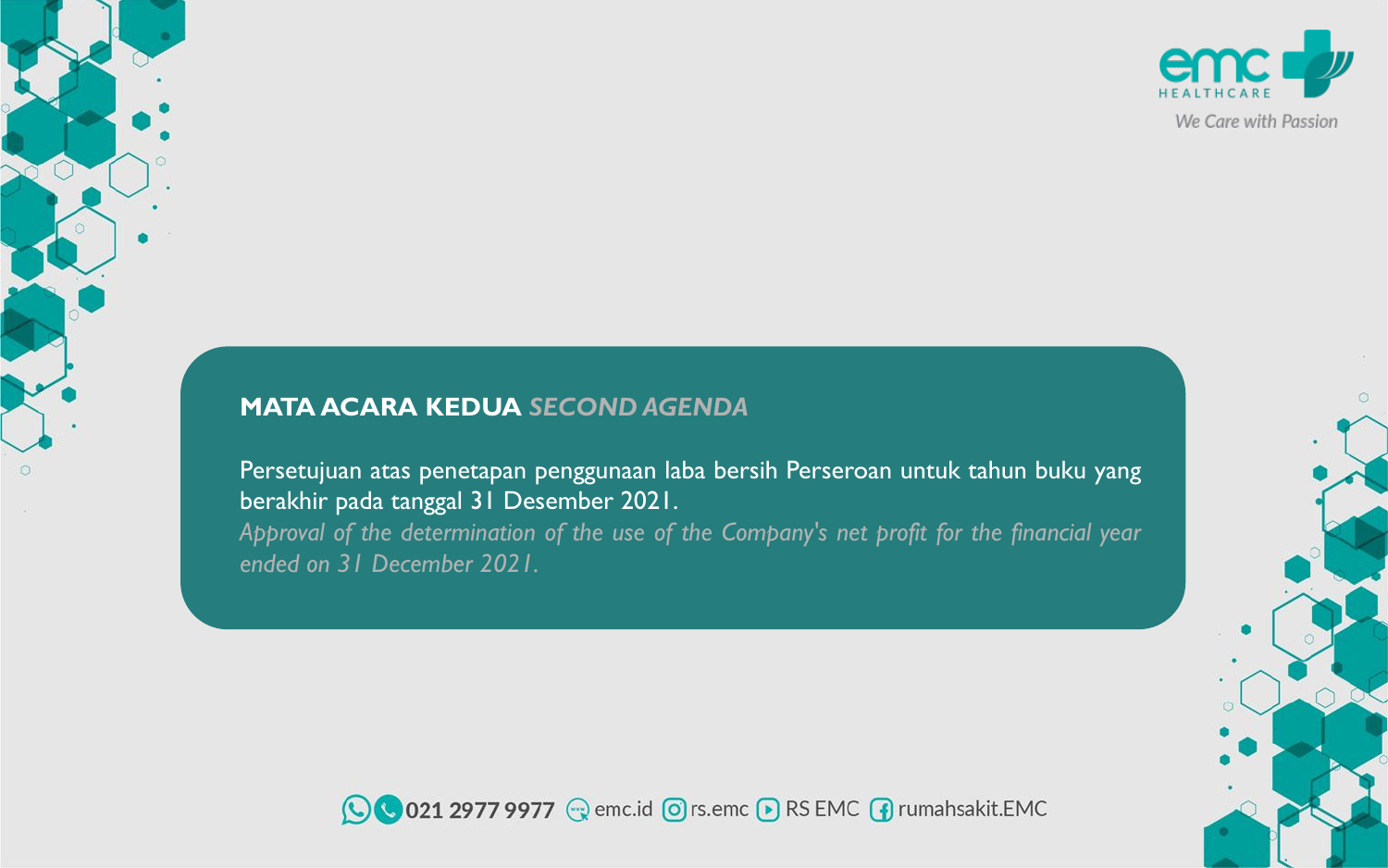## MATA ACARA KEDUA *SECOND AGENDA*

Persetujuan atas penetapan penggunaan laba bersih Perseroan untuk tahun buku yang berakhir pada tanggal 31 Desember 2021.

*Approval of the determination of the use of the Company's net profit for the financial year ended on 31 December 2021.*

021 2977 9977 emc.id rs.emc RS EMC rumahsakit.EMC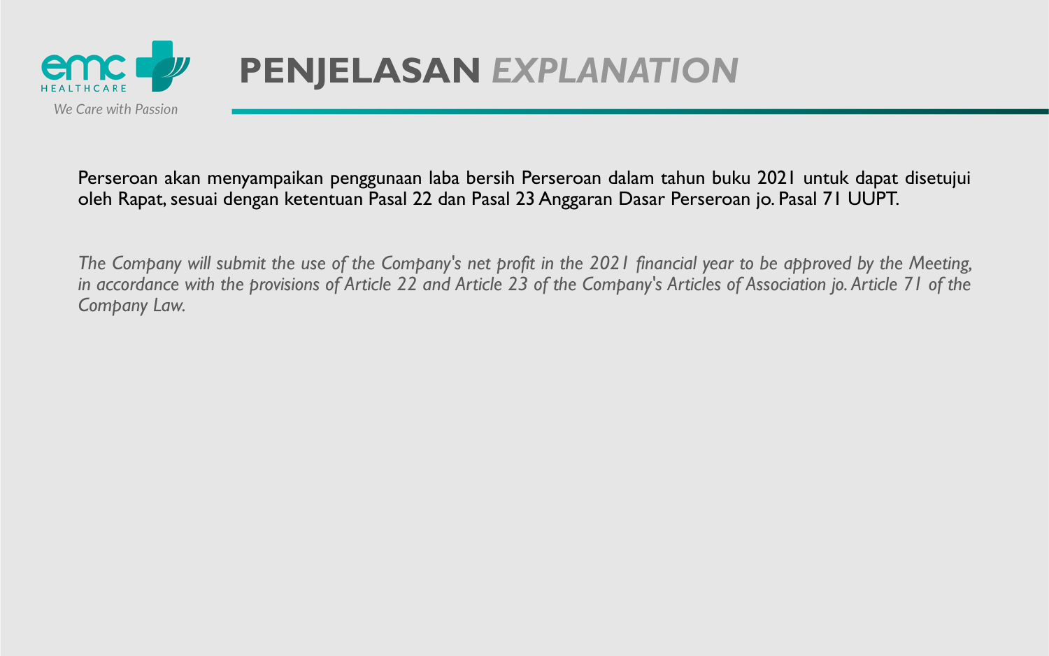# PENJELASAN *EXPLANATION*

Perseroan akan menyampaikan penggunaan laba bersih Perseroan dalam tahun buku 2021 untuk dapat disetujui oleh Rapat, sesuai dengan ketentuan Pasal 22 dan Pasal 23 Anggaran Dasar Perseroan jo. Pasal 71 UUPT.

*The Company will submit the use of the Company's net profit in the 2021 financial year to be approved by the Meeting, in accordance with the provisions of Article 22 and Article 23 of the Company's Articles of Association jo. Article 71 of the Company Law.*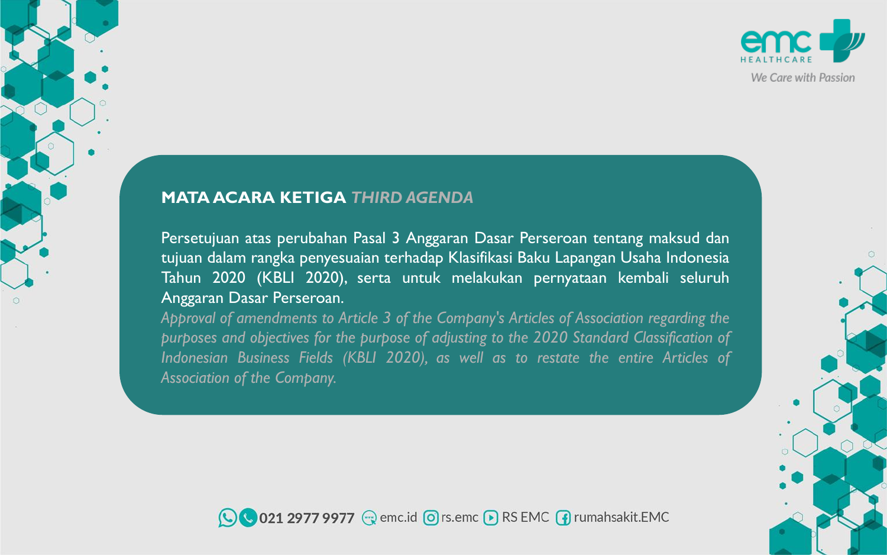## MATA ACARA KETIGA *THIRD AGENDA*

Persetujuan atas perubahan Pasal 3 Anggaran Dasar Perseroan tentang maksud dan tujuan dalam rangka penyesuaian terhadap Klasifikasi Baku Lapangan Usaha Indonesia Tahun 2020 (KBLI 2020), serta untuk melakukan pernyataan kembali seluruh Anggaran Dasar Perseroan.

*Approval of amendments to Article 3 of the Company's Articles of Association regarding the purposes and objectives for the purpose of adjusting to the 2020 Standard Classification of Indonesian Business Fields (KBLI 2020), as well as to restate the entire Articles of Association of the Company.*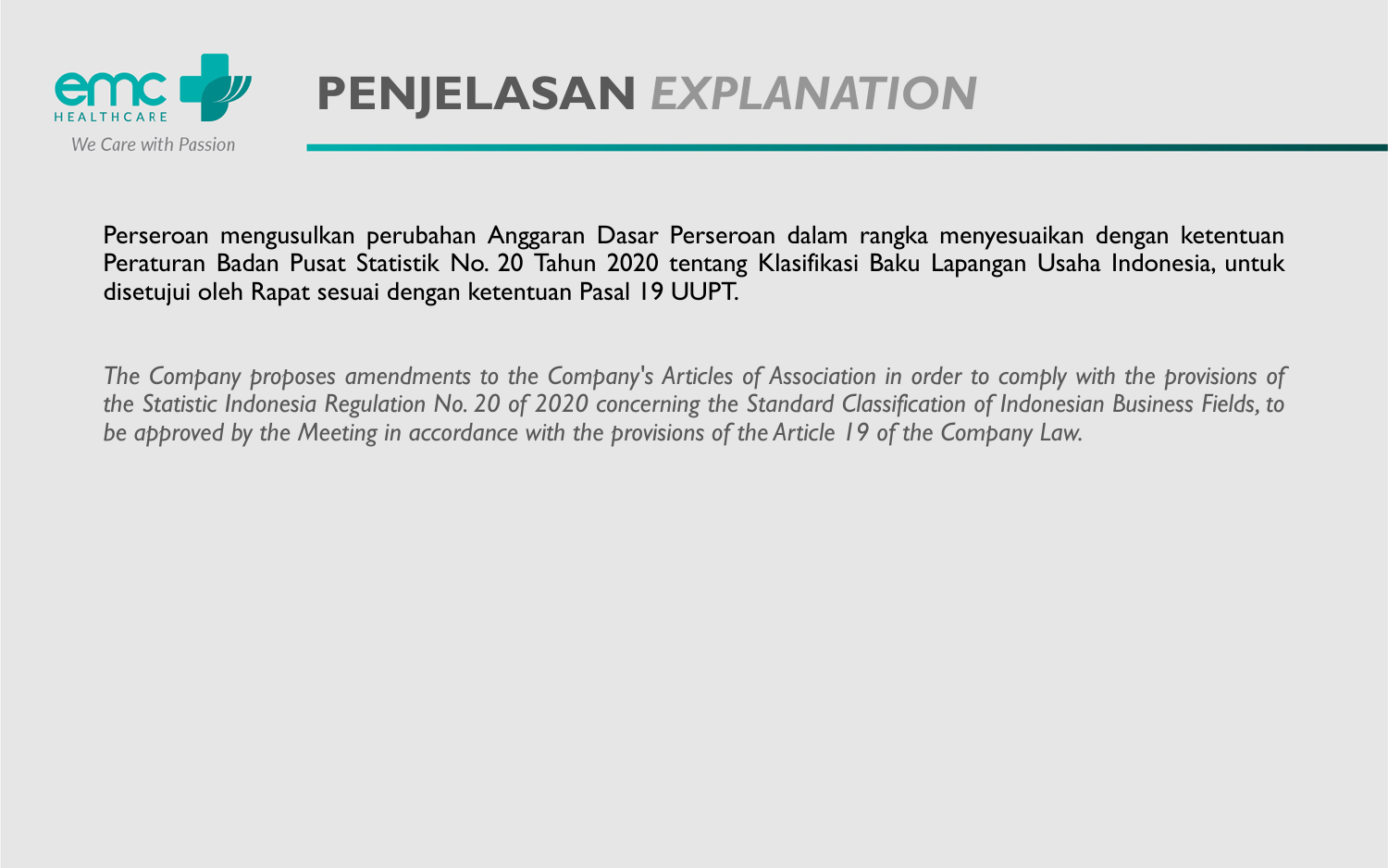# PENJELASAN *EXPLANATION*

Perseroan mengusulkan perubahan Anggaran Dasar Perseroan dalam rangka menyesuaikan dengan ketentuan Peraturan Badan Pusat Statistik No. 20 Tahun 2020 tentang Klasifikasi Baku Lapangan Usaha Indonesia, untuk disetujui oleh Rapat sesuai dengan ketentuan Pasal 19 UUPT.

*The Company proposes amendments to the Company's Articles of Association in order to comply with the provisions of the Statistic Indonesia Regulation No. 20 of 2020 concerning the Standard Classification of Indonesian Business Fields, to be approved by the Meeting in accordance with the provisions of the Article 19 of the Company Law.*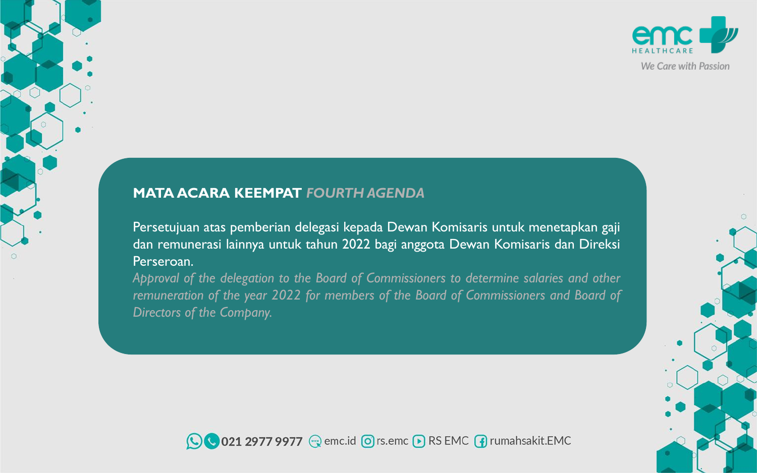## MATA ACARA KEEMPAT *FOURTH AGENDA*

Persetujuan atas pemberian delegasi kepada Dewan Komisaris untuk menetapkan gaji dan remunerasi lainnya untuk tahun 2022 bagi anggota Dewan Komisaris dan Direksi Perseroan.

*Approval of the delegation to the Board of Commissioners to determine salaries and other remuneration of the year 2022 for members of the Board of Commissioners and Board of Directors of the Company.*

021 2977 9977 emc.id rs.emc RS EMC rumahsakit.EMC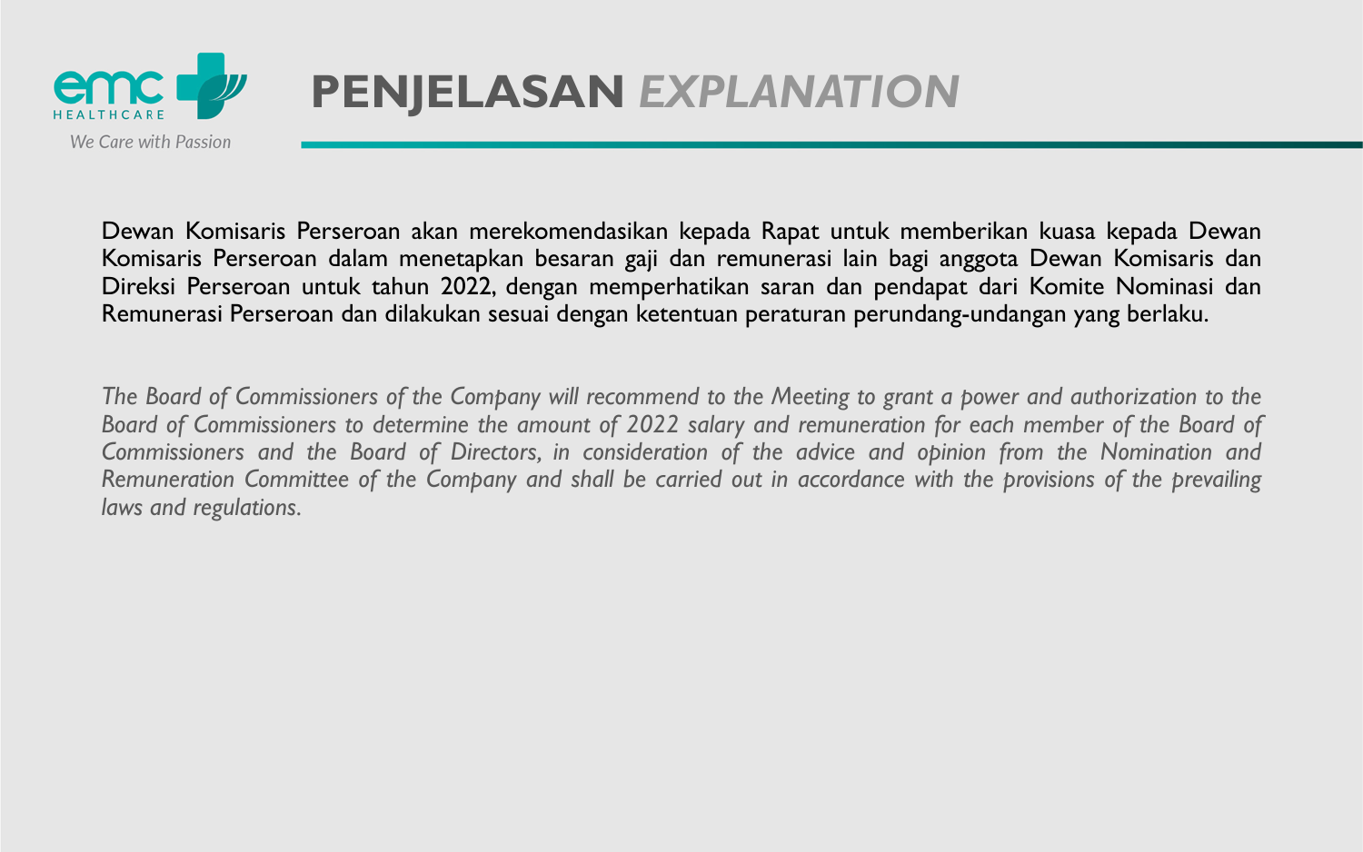# PENJELASAN *EXPLANATION*

Dewan Komisaris Perseroan akan merekomendasikan kepada Rapat untuk memberikan kuasa kepada Dewan Komisaris Perseroan dalam menetapkan besaran gaji dan remunerasi lain bagi anggota Dewan Komisaris dan Direksi Perseroan untuk tahun 2022, dengan memperhatikan saran dan pendapat dari Komite Nominasi dan Remunerasi Perseroan dan dilakukan sesuai dengan ketentuan peraturan perundang-undangan yang berlaku.

*The Board of Commissioners of the Company will recommend to the Meeting to grant a power and authorization to the Board of Commissioners to determine the amount of 2022 salary and remuneration for each member of the Board of Commissioners and the Board of Directors, in consideration of the advice and opinion from the Nomination and Remuneration Committee of the Company and shall be carried out in accordance with the provisions of the prevailing laws and regulations.*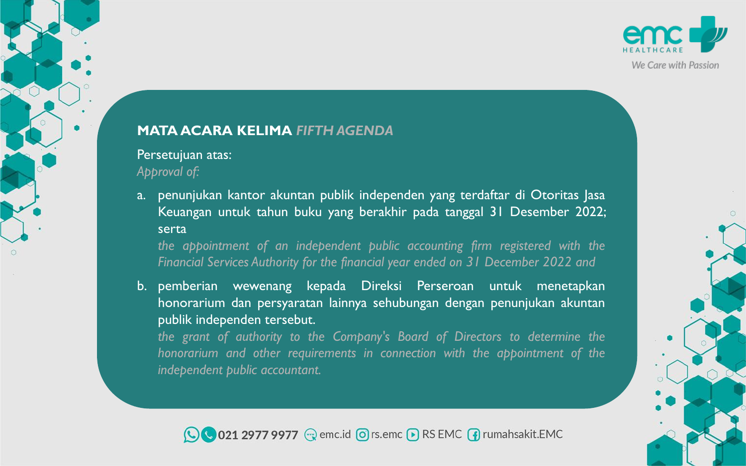## MATA ACARA KELIMA *FIFTH AGENDA*

Persetujuan atas:
*Approval of:*

a. penunjukan kantor akuntan publik independen yang terdaftar di Otoritas Jasa Keuangan untuk tahun buku yang berakhir pada tanggal 31 Desember 2022; serta
*the appointment of an independent public accounting firm registered with the Financial Services Authority for the financial year ended on 31 December 2022 and*

b. pemberian wewenang kepada Direksi Perseroan untuk menetapkan honorarium dan persyaratan lainnya sehubungan dengan penunjukan akuntan publik independen tersebut.
*the grant of authority to the Company's Board of Directors to determine the honorarium and other requirements in connection with the appointment of the independent public accountant.*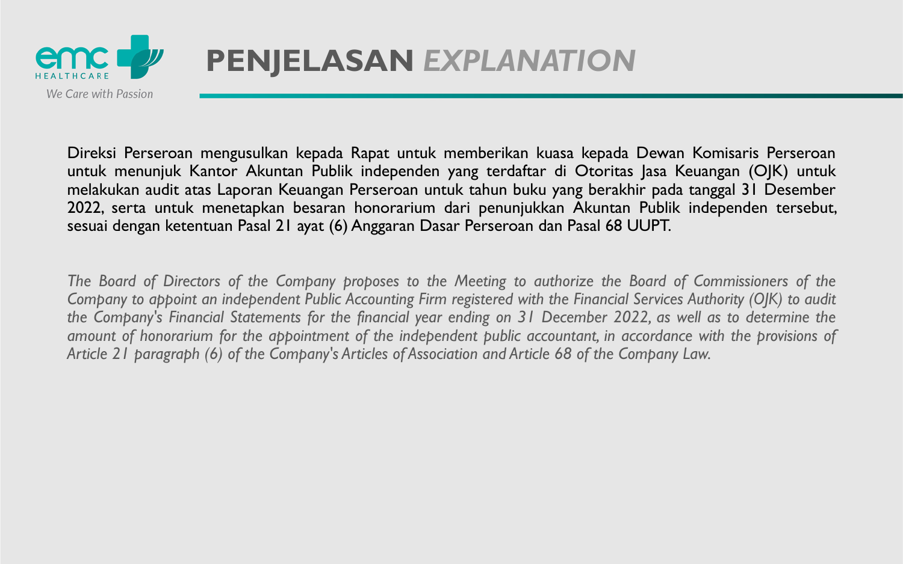# PENJELASAN *EXPLANATION*

Direksi Perseroan mengusulkan kepada Rapat untuk memberikan kuasa kepada Dewan Komisaris Perseroan untuk menunjuk Kantor Akuntan Publik independen yang terdaftar di Otoritas Jasa Keuangan (OJK) untuk melakukan audit atas Laporan Keuangan Perseroan untuk tahun buku yang berakhir pada tanggal 31 Desember 2022, serta untuk menetapkan besaran honorarium dari penunjukkan Akuntan Publik independen tersebut, sesuai dengan ketentuan Pasal 21 ayat (6) Anggaran Dasar Perseroan dan Pasal 68 UUPT.

*The Board of Directors of the Company proposes to the Meeting to authorize the Board of Commissioners of the Company to appoint an independent Public Accounting Firm registered with the Financial Services Authority (OJK) to audit the Company's Financial Statements for the financial year ending on 31 December 2022, as well as to determine the amount of honorarium for the appointment of the independent public accountant, in accordance with the provisions of Article 21 paragraph (6) of the Company's Articles of Association and Article 68 of the Company Law.*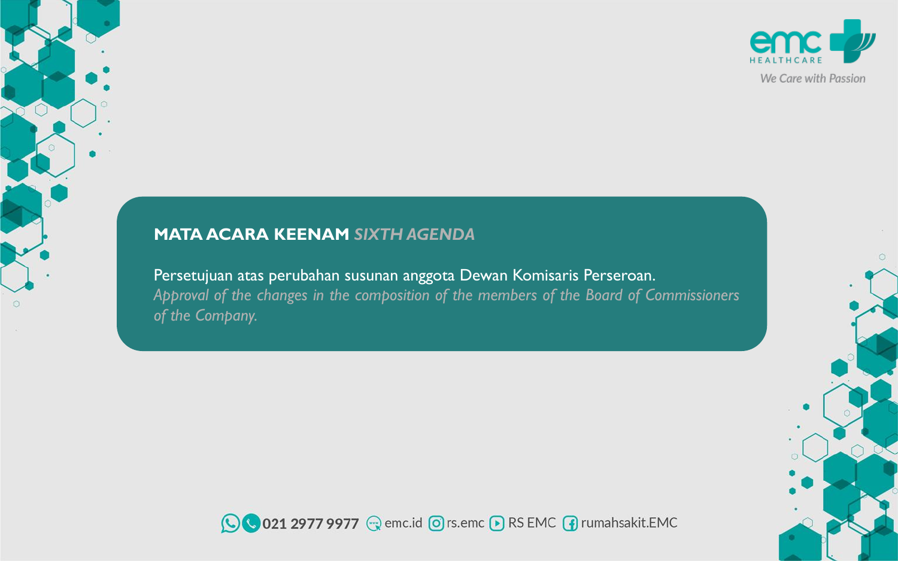**MATA ACARA KEENAM** *SIXTH AGENDA*

Persetujuan atas perubahan susunan anggota Dewan Komisaris Perseroan.
*Approval of the changes in the composition of the members of the Board of Commissioners of the Company.*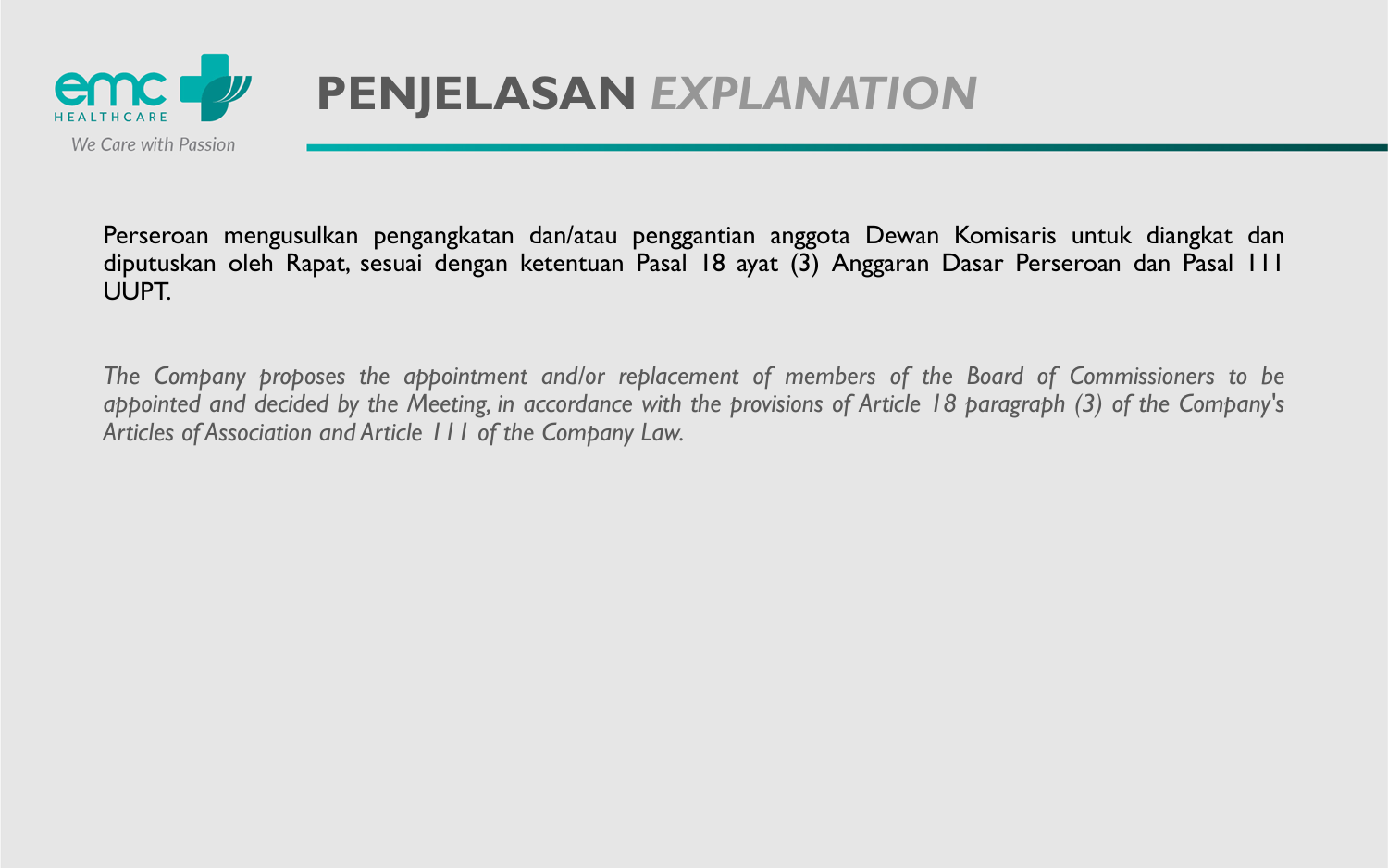# PENJELASAN *EXPLANATION*

Perseroan mengusulkan pengangkatan dan/atau penggantian anggota Dewan Komisaris untuk diangkat dan diputuskan oleh Rapat, sesuai dengan ketentuan Pasal 18 ayat (3) Anggaran Dasar Perseroan dan Pasal 111 UUPT.

*The Company proposes the appointment and/or replacement of members of the Board of Commissioners to be appointed and decided by the Meeting, in accordance with the provisions of Article 18 paragraph (3) of the Company's Articles of Association and Article 111 of the Company Law.*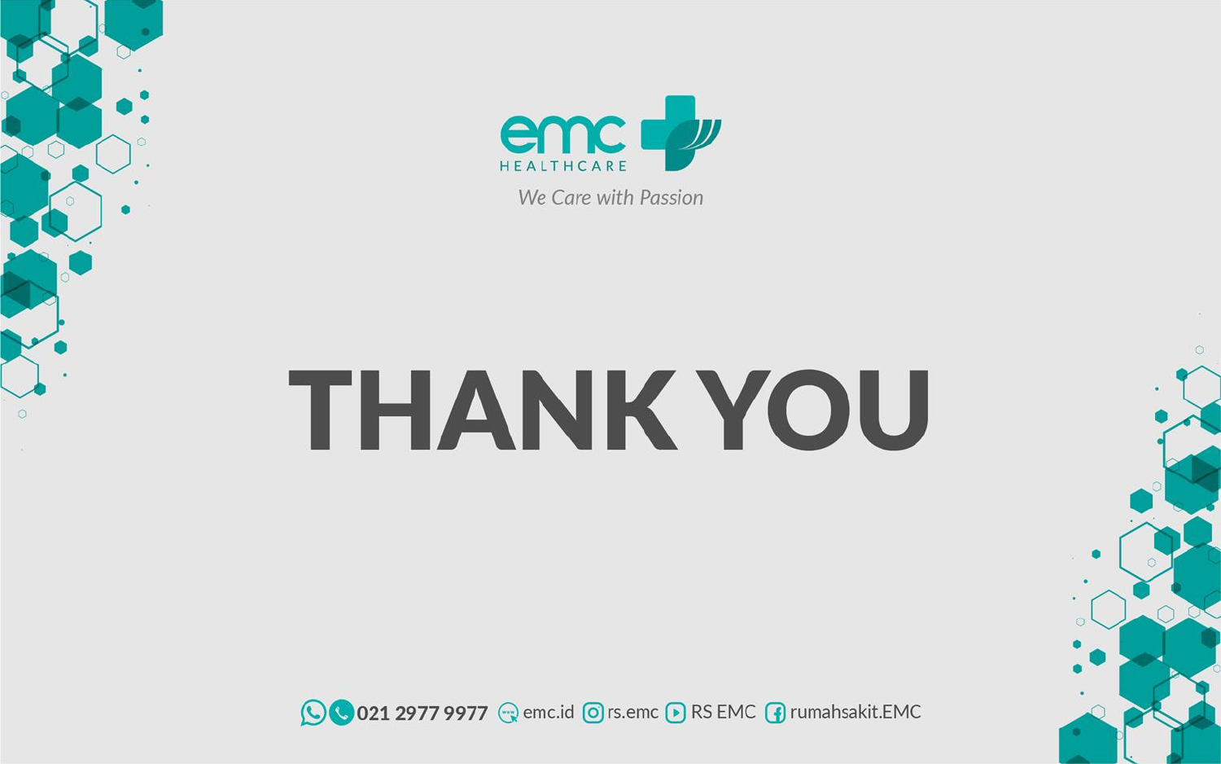emc HEALTHCARE

*We Care with Passion*

# THANK YOU

021 2977 9977 emc.id rs.emc RS EMC rumahsakit.EMC